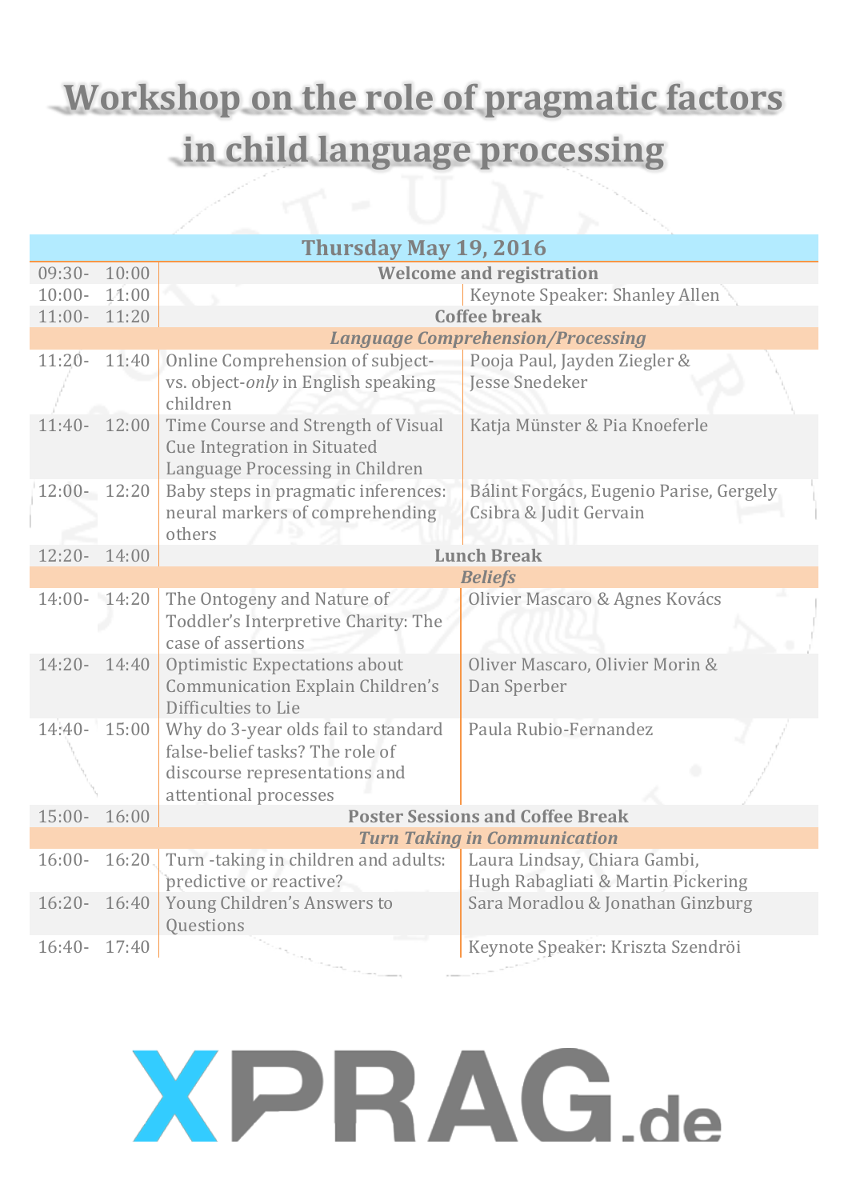# Workshop on the role of pragmatic factors in child language processing

| Thursday May 19, 2016 | | | |
|---|---|---|---|
| 09:30- | 10:00 | **Welcome and registration** | |
| 10:00- | 11:00 | | Keynote Speaker: Shanley Allen |
| 11:00- | 11:20 | **Coffee break** | |
| | | ***Language Comprehension/Processing*** | |
| 11:20- | 11:40 | Online Comprehension of subject- vs. object-*only* in English speaking children | Pooja Paul, Jayden Ziegler & Jesse Snedeker |
| 11:40- | 12:00 | Time Course and Strength of Visual Cue Integration in Situated Language Processing in Children | Katja Münster & Pia Knoeferle |
| 12:00- | 12:20 | Baby steps in pragmatic inferences: neural markers of comprehending others | Bálint Forgács, Eugenio Parise, Gergely Csibra & Judit Gervain |
| 12:20- | 14:00 | **Lunch Break** | |
| | | ***Beliefs*** | |
| 14:00- | 14:20 | The Ontogeny and Nature of Toddler's Interpretive Charity: The case of assertions | Olivier Mascaro & Agnes Kovács |
| 14:20- | 14:40 | Optimistic Expectations about Communication Explain Children's Difficulties to Lie | Oliver Mascaro, Olivier Morin & Dan Sperber |
| 14:40- | 15:00 | Why do 3-year olds fail to standard false-belief tasks? The role of discourse representations and attentional processes | Paula Rubio-Fernandez |
| 15:00- | 16:00 | **Poster Sessions and Coffee Break** | |
| | | ***Turn Taking in Communication*** | |
| 16:00- | 16:20 | Turn -taking in children and adults: predictive or reactive? | Laura Lindsay, Chiara Gambi, Hugh Rabagliati & Martin Pickering |
| 16:20- | 16:40 | Young Children's Answers to Questions | Sara Moradlou & Jonathan Ginzburg |
| 16:40- | 17:40 | | Keynote Speaker: Kriszta Szendröi |

XPRAG.de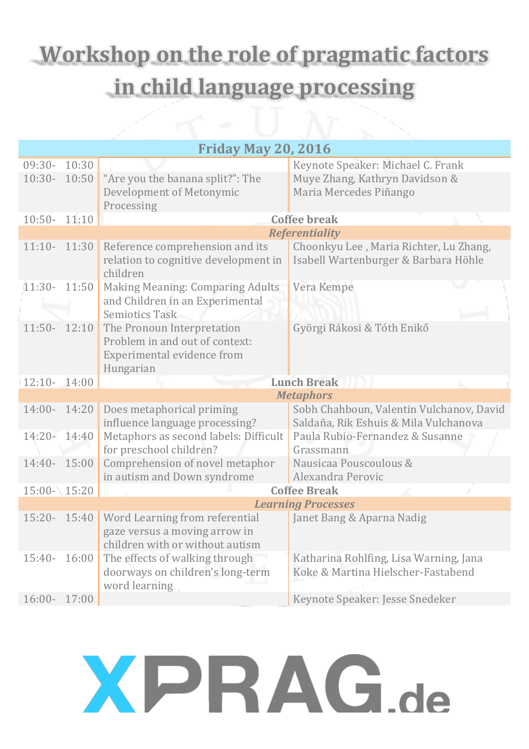# Workshop on the role of pragmatic factors in child language processing

| Friday May 20, 2016 | | |
|---|---|---|
| 09:30- 10:30 | | Keynote Speaker: Michael C. Frank |
| 10:30- 10:50 | "Are you the banana split?": The Development of Metonymic Processing | Muye Zhang, Kathryn Davidson & Maria Mercedes Piñango |
| 10:50- 11:10 | **Coffee break** | |
| | ***Referentiality*** | |
| 11:10- 11:30 | Reference comprehension and its relation to cognitive development in children | Choonkyu Lee , Maria Richter, Lu Zhang, Isabell Wartenburger & Barbara Höhle |
| 11:30- 11:50 | Making Meaning: Comparing Adults and Children in an Experimental Semiotics Task | Vera Kempe |
| 11:50- 12:10 | The Pronoun Interpretation Problem in and out of context: Experimental evidence from Hungarian | Györgi Rákosi & Tóth Enikő |
| 12:10- 14:00 | **Lunch Break** | |
| | ***Metaphors*** | |
| 14:00- 14:20 | Does metaphorical priming influence language processing? | Sobh Chahboun, Valentin Vulchanov, David Saldaña, Rik Eshuis & Mila Vulchanova |
| 14:20- 14:40 | Metaphors as second labels: Difficult for preschool children? | Paula Rubio-Fernandez & Susanne Grassmann |
| 14:40- 15:00 | Comprehension of novel metaphor in autism and Down syndrome | Nausicaa Pouscoulous & Alexandra Perovic |
| 15:00- 15:20 | **Coffee Break** | |
| | ***Learning Processes*** | |
| 15:20- 15:40 | Word Learning from referential gaze versus a moving arrow in children with or without autism | Janet Bang & Aparna Nadig |
| 15:40- 16:00 | The effects of walking through doorways on children's long-term word learning | Katharina Rohlfing, Lisa Warning, Jana Koke & Martina Hielscher-Fastabend |
| 16:00- 17:00 | | Keynote Speaker: Jesse Snedeker |

XPRAG.de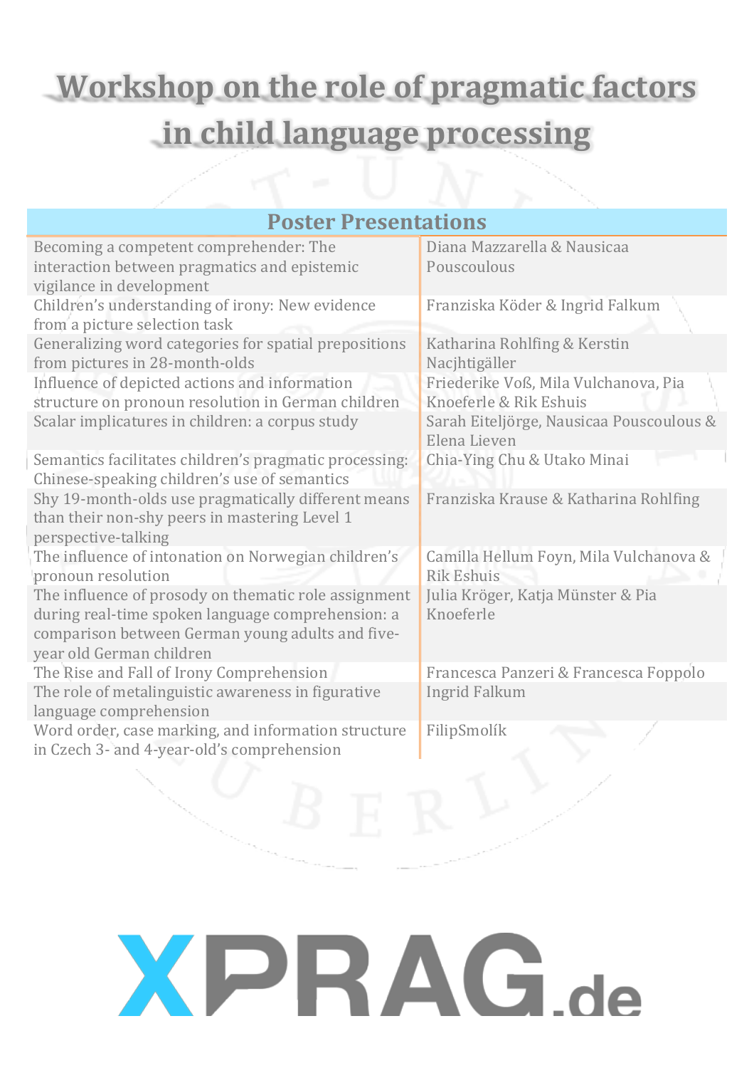# Workshop on the role of pragmatic factors in child language processing

| Poster Presentations | |
|---|---|
| Becoming a competent comprehender: The interaction between pragmatics and epistemic vigilance in development | Diana Mazzarella & Nausicaa Pouscoulous |
| Children's understanding of irony: New evidence from a picture selection task | Franziska Köder & Ingrid Falkum |
| Generalizing word categories for spatial prepositions from pictures in 28-month-olds | Katharina Rohlfing & Kerstin Nacjhtigäller |
| Influence of depicted actions and information structure on pronoun resolution in German children | Friederike Voß, Mila Vulchanova, Pia Knoeferle & Rik Eshuis |
| Scalar implicatures in children: a corpus study | Sarah Eiteljörge, Nausicaa Pouscoulous & Elena Lieven |
| Semantics facilitates children's pragmatic processing: Chinese-speaking children's use of semantics | Chia-Ying Chu & Utako Minai |
| Shy 19-month-olds use pragmatically different means than their non-shy peers in mastering Level 1 perspective-talking | Franziska Krause & Katharina Rohlfing |
| The influence of intonation on Norwegian children's pronoun resolution | Camilla Hellum Foyn, Mila Vulchanova & Rik Eshuis |
| The influence of prosody on thematic role assignment during real-time spoken language comprehension: a comparison between German young adults and five-year old German children | Julia Kröger, Katja Münster & Pia Knoeferle |
| The Rise and Fall of Irony Comprehension | Francesca Panzeri & Francesca Foppolo |
| The role of metalinguistic awareness in figurative language comprehension | Ingrid Falkum |
| Word order, case marking, and information structure in Czech 3- and 4-year-old's comprehension | FilipSmolík |

XPRAG.de